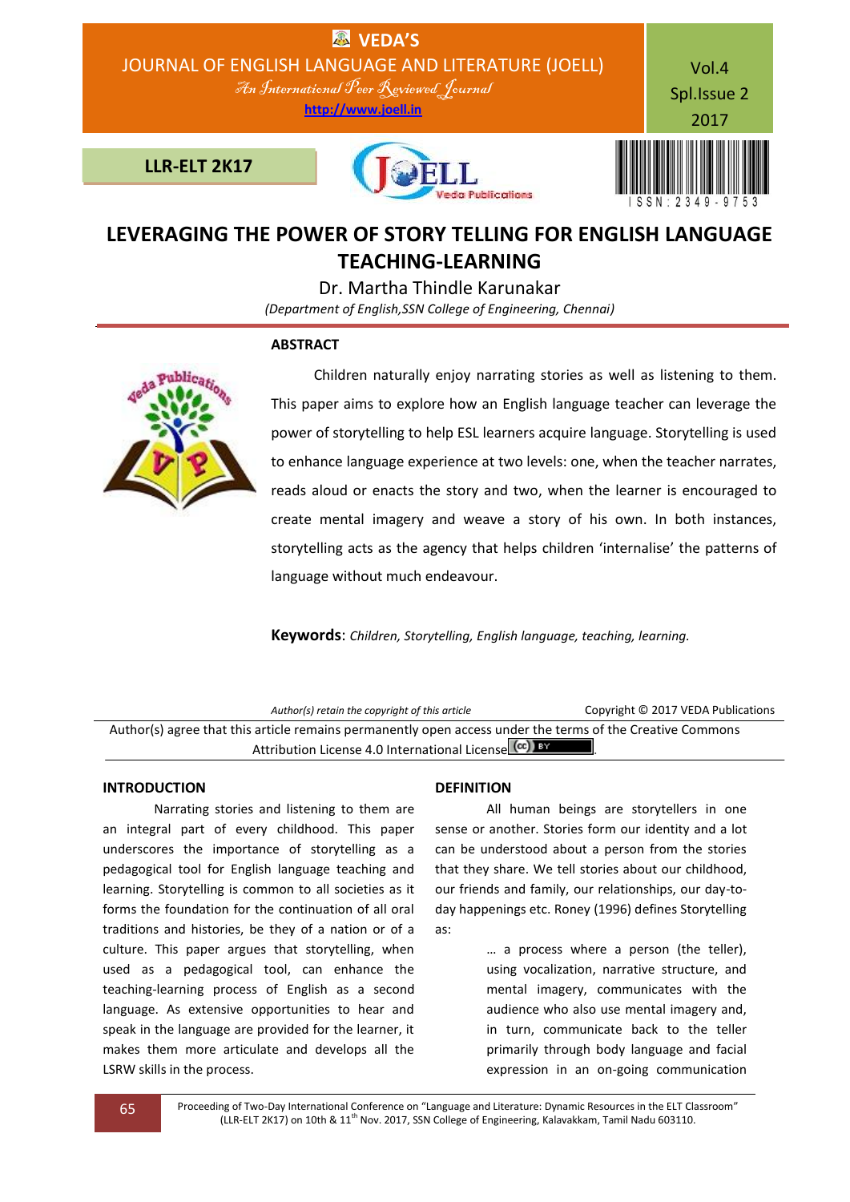# LEVERAGING THE POWER OF STORY TELLING FOR ENGLISH LANGUAGE TEACHING-LEARNING

Dr. Martha Thindle Karunakar

*(Department of English,SSN College of Engineering, Chennai)*

## ABSTRACT

Children naturally enjoy narrating stories as well as listening to them. This paper aims to explore how an English language teacher can leverage the power of storytelling to help ESL learners acquire language. Storytelling is used to enhance language experience at two levels: one, when the teacher narrates, reads aloud or enacts the story and two, when the learner is encouraged to create mental imagery and weave a story of his own. In both instances, storytelling acts as the agency that helps children 'internalise' the patterns of language without much endeavour.

**Keywords**: *Children, Storytelling, English language, teaching, learning.*

*Author(s) retain the copyright of this article* Copyright © 2017 VEDA Publications

Author(s) agree that this article remains permanently open access under the terms of the Creative Commons Attribution License 4.0 International License.

## INTRODUCTION

Narrating stories and listening to them are an integral part of every childhood. This paper underscores the importance of storytelling as a pedagogical tool for English language teaching and learning. Storytelling is common to all societies as it forms the foundation for the continuation of all oral traditions and histories, be they of a nation or of a culture. This paper argues that storytelling, when used as a pedagogical tool, can enhance the teaching-learning process of English as a second language. As extensive opportunities to hear and speak in the language are provided for the learner, it makes them more articulate and develops all the LSRW skills in the process.

## DEFINITION

All human beings are storytellers in one sense or another. Stories form our identity and a lot can be understood about a person from the stories that they share. We tell stories about our childhood, our friends and family, our relationships, our day-to-day happenings etc. Roney (1996) defines Storytelling as:

> … a process where a person (the teller), using vocalization, narrative structure, and mental imagery, communicates with the audience who also use mental imagery and, in turn, communicate back to the teller primarily through body language and facial expression in an on-going communication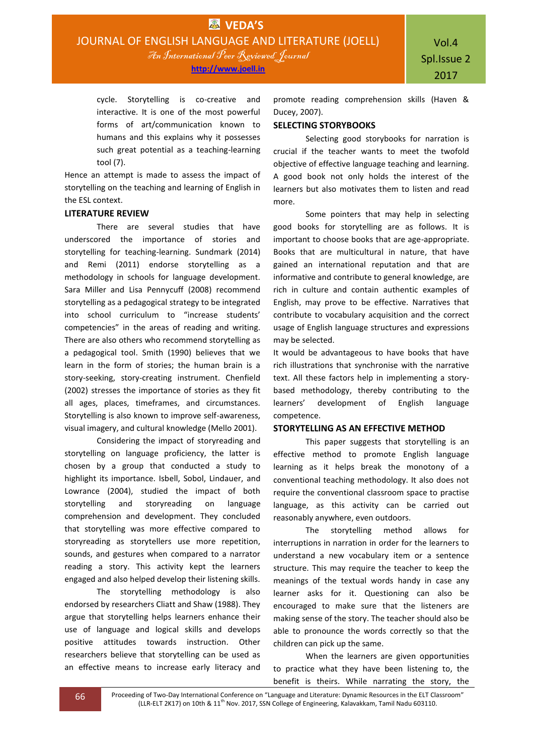cycle. Storytelling is co-creative and interactive. It is one of the most powerful forms of art/communication known to humans and this explains why it possesses such great potential as a teaching-learning tool (7).

Hence an attempt is made to assess the impact of storytelling on the teaching and learning of English in the ESL context.

## LITERATURE REVIEW

There are several studies that have underscored the importance of stories and storytelling for teaching-learning. Sundmark (2014) and Remi (2011) endorse storytelling as a methodology in schools for language development. Sara Miller and Lisa Pennycuff (2008) recommend storytelling as a pedagogical strategy to be integrated into school curriculum to "increase students' competencies" in the areas of reading and writing. There are also others who recommend storytelling as a pedagogical tool. Smith (1990) believes that we learn in the form of stories; the human brain is a story-seeking, story-creating instrument. Chenfield (2002) stresses the importance of stories as they fit all ages, places, timeframes, and circumstances. Storytelling is also known to improve self-awareness, visual imagery, and cultural knowledge (Mello 2001).

Considering the impact of storyreading and storytelling on language proficiency, the latter is chosen by a group that conducted a study to highlight its importance. Isbell, Sobol, Lindauer, and Lowrance (2004), studied the impact of both storytelling and storyreading on language comprehension and development. They concluded that storytelling was more effective compared to storyreading as storytellers use more repetition, sounds, and gestures when compared to a narrator reading a story. This activity kept the learners engaged and also helped develop their listening skills.

The storytelling methodology is also endorsed by researchers Cliatt and Shaw (1988). They argue that storytelling helps learners enhance their use of language and logical skills and develops positive attitudes towards instruction. Other researchers believe that storytelling can be used as an effective means to increase early literacy and promote reading comprehension skills (Haven & Ducey, 2007).

## SELECTING STORYBOOKS

Selecting good storybooks for narration is crucial if the teacher wants to meet the twofold objective of effective language teaching and learning. A good book not only holds the interest of the learners but also motivates them to listen and read more.

Some pointers that may help in selecting good books for storytelling are as follows. It is important to choose books that are age-appropriate. Books that are multicultural in nature, that have gained an international reputation and that are informative and contribute to general knowledge, are rich in culture and contain authentic examples of English, may prove to be effective. Narratives that contribute to vocabulary acquisition and the correct usage of English language structures and expressions may be selected.

It would be advantageous to have books that have rich illustrations that synchronise with the narrative text. All these factors help in implementing a story-based methodology, thereby contributing to the learners' development of English language competence.

## STORYTELLING AS AN EFFECTIVE METHOD

This paper suggests that storytelling is an effective method to promote English language learning as it helps break the monotony of a conventional teaching methodology. It also does not require the conventional classroom space to practise language, as this activity can be carried out reasonably anywhere, even outdoors.

The storytelling method allows for interruptions in narration in order for the learners to understand a new vocabulary item or a sentence structure. This may require the teacher to keep the meanings of the textual words handy in case any learner asks for it. Questioning can also be encouraged to make sure that the listeners are making sense of the story. The teacher should also be able to pronounce the words correctly so that the children can pick up the same.

When the learners are given opportunities to practice what they have been listening to, the benefit is theirs. While narrating the story, the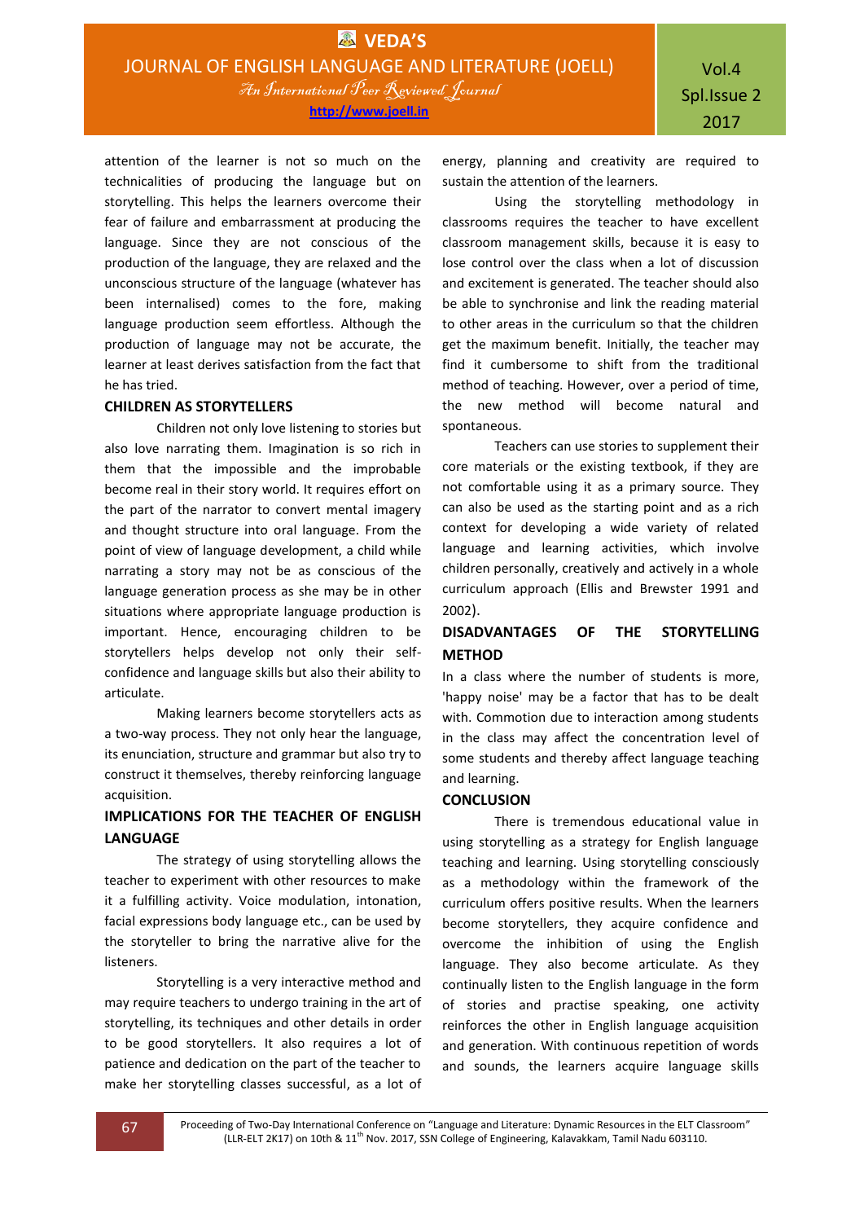attention of the learner is not so much on the technicalities of producing the language but on storytelling. This helps the learners overcome their fear of failure and embarrassment at producing the language. Since they are not conscious of the production of the language, they are relaxed and the unconscious structure of the language (whatever has been internalised) comes to the fore, making language production seem effortless. Although the production of language may not be accurate, the learner at least derives satisfaction from the fact that he has tried.

## CHILDREN AS STORYTELLERS

Children not only love listening to stories but also love narrating them. Imagination is so rich in them that the impossible and the improbable become real in their story world. It requires effort on the part of the narrator to convert mental imagery and thought structure into oral language. From the point of view of language development, a child while narrating a story may not be as conscious of the language generation process as she may be in other situations where appropriate language production is important. Hence, encouraging children to be storytellers helps develop not only their self-confidence and language skills but also their ability to articulate.

Making learners become storytellers acts as a two-way process. They not only hear the language, its enunciation, structure and grammar but also try to construct it themselves, thereby reinforcing language acquisition.

## IMPLICATIONS FOR THE TEACHER OF ENGLISH LANGUAGE

The strategy of using storytelling allows the teacher to experiment with other resources to make it a fulfilling activity. Voice modulation, intonation, facial expressions body language etc., can be used by the storyteller to bring the narrative alive for the listeners.

Storytelling is a very interactive method and may require teachers to undergo training in the art of storytelling, its techniques and other details in order to be good storytellers. It also requires a lot of patience and dedication on the part of the teacher to make her storytelling classes successful, as a lot of energy, planning and creativity are required to sustain the attention of the learners.

Using the storytelling methodology in classrooms requires the teacher to have excellent classroom management skills, because it is easy to lose control over the class when a lot of discussion and excitement is generated. The teacher should also be able to synchronise and link the reading material to other areas in the curriculum so that the children get the maximum benefit. Initially, the teacher may find it cumbersome to shift from the traditional method of teaching. However, over a period of time, the new method will become natural and spontaneous.

Teachers can use stories to supplement their core materials or the existing textbook, if they are not comfortable using it as a primary source. They can also be used as the starting point and as a rich context for developing a wide variety of related language and learning activities, which involve children personally, creatively and actively in a whole curriculum approach (Ellis and Brewster 1991 and 2002).

## DISADVANTAGES OF THE STORYTELLING METHOD

In a class where the number of students is more, 'happy noise' may be a factor that has to be dealt with. Commotion due to interaction among students in the class may affect the concentration level of some students and thereby affect language teaching and learning.

## CONCLUSION

There is tremendous educational value in using storytelling as a strategy for English language teaching and learning. Using storytelling consciously as a methodology within the framework of the curriculum offers positive results. When the learners become storytellers, they acquire confidence and overcome the inhibition of using the English language. They also become articulate. As they continually listen to the English language in the form of stories and practise speaking, one activity reinforces the other in English language acquisition and generation. With continuous repetition of words and sounds, the learners acquire language skills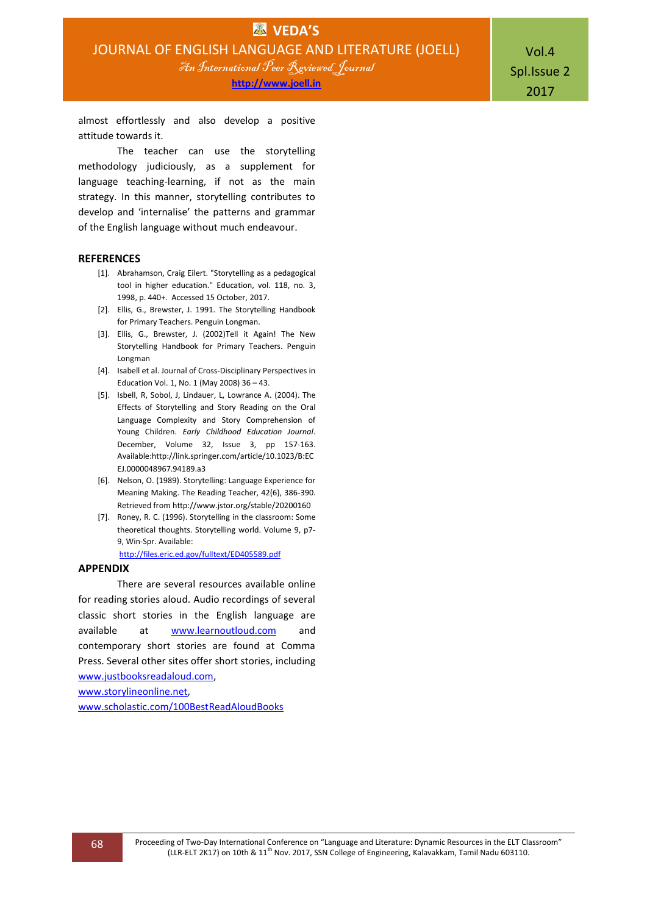almost effortlessly and also develop a positive attitude towards it.

The teacher can use the storytelling methodology judiciously, as a supplement for language teaching-learning, if not as the main strategy. In this manner, storytelling contributes to develop and 'internalise' the patterns and grammar of the English language without much endeavour.

## REFERENCES

[1]. Abrahamson, Craig Eilert. "Storytelling as a pedagogical tool in higher education." Education, vol. 118, no. 3, 1998, p. 440+. Accessed 15 October, 2017.

[2]. Ellis, G., Brewster, J. 1991. The Storytelling Handbook for Primary Teachers. Penguin Longman.

[3]. Ellis, G., Brewster, J. (2002)Tell it Again! The New Storytelling Handbook for Primary Teachers. Penguin Longman

[4]. Isabell et al. Journal of Cross-Disciplinary Perspectives in Education Vol. 1, No. 1 (May 2008) 36 – 43.

[5]. Isbell, R, Sobol, J, Lindauer, L, Lowrance A. (2004). The Effects of Storytelling and Story Reading on the Oral Language Complexity and Story Comprehension of Young Children. *Early Childhood Education Journal*. December, Volume 32, Issue 3, pp 157-163. Available:http://link.springer.com/article/10.1023/B:ECEJ.0000048967.94189.a3

[6]. Nelson, O. (1989). Storytelling: Language Experience for Meaning Making. The Reading Teacher, 42(6), 386-390. Retrieved from http://www.jstor.org/stable/20200160

[7]. Roney, R. C. (1996). Storytelling in the classroom: Some theoretical thoughts. Storytelling world. Volume 9, p7-9, Win-Spr. Available: http://files.eric.ed.gov/fulltext/ED405589.pdf

## APPENDIX

There are several resources available online for reading stories aloud. Audio recordings of several classic short stories in the English language are available at www.learnoutloud.com and contemporary short stories are found at Comma Press. Several other sites offer short stories, including www.justbooksreadaloud.com, www.storylineonline.net, www.scholastic.com/100BestReadAloudBooks